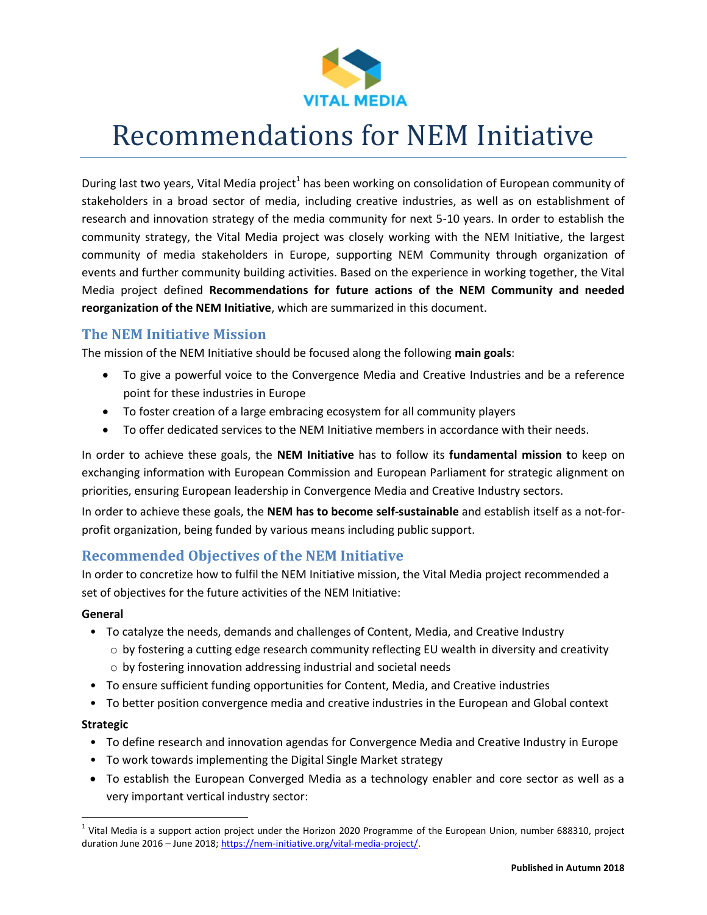# Recommendations for NEM Initiative

During last two years, Vital Media project[1] has been working on consolidation of European community of stakeholders in a broad sector of media, including creative industries, as well as on establishment of research and innovation strategy of the media community for next 5-10 years. In order to establish the community strategy, the Vital Media project was closely working with the NEM Initiative, the largest community of media stakeholders in Europe, supporting NEM Community through organization of events and further community building activities. Based on the experience in working together, the Vital Media project defined **Recommendations for future actions of the NEM Community and needed reorganization of the NEM Initiative**, which are summarized in this document.

## The NEM Initiative Mission

The mission of the NEM Initiative should be focused along the following **main goals**:

- To give a powerful voice to the Convergence Media and Creative Industries and be a reference point for these industries in Europe
- To foster creation of a large embracing ecosystem for all community players
- To offer dedicated services to the NEM Initiative members in accordance with their needs.

In order to achieve these goals, the **NEM Initiative** has to follow its **fundamental mission t**o keep on exchanging information with European Commission and European Parliament for strategic alignment on priorities, ensuring European leadership in Convergence Media and Creative Industry sectors.

In order to achieve these goals, the **NEM has to become self-sustainable** and establish itself as a not-for-profit organization, being funded by various means including public support.

## Recommended Objectives of the NEM Initiative

In order to concretize how to fulfil the NEM Initiative mission, the Vital Media project recommended a set of objectives for the future activities of the NEM Initiative:

**General**

- To catalyze the needs, demands and challenges of Content, Media, and Creative Industry
  - by fostering a cutting edge research community reflecting EU wealth in diversity and creativity
  - by fostering innovation addressing industrial and societal needs
- To ensure sufficient funding opportunities for Content, Media, and Creative industries
- To better position convergence media and creative industries in the European and Global context

**Strategic**

- To define research and innovation agendas for Convergence Media and Creative Industry in Europe
- To work towards implementing the Digital Single Market strategy
- To establish the European Converged Media as a technology enabler and core sector as well as a very important vertical industry sector:

[1] Vital Media is a support action project under the Horizon 2020 Programme of the European Union, number 688310, project duration June 2016 – June 2018; https://nem-initiative.org/vital-media-project/.

**Published in Autumn 2018**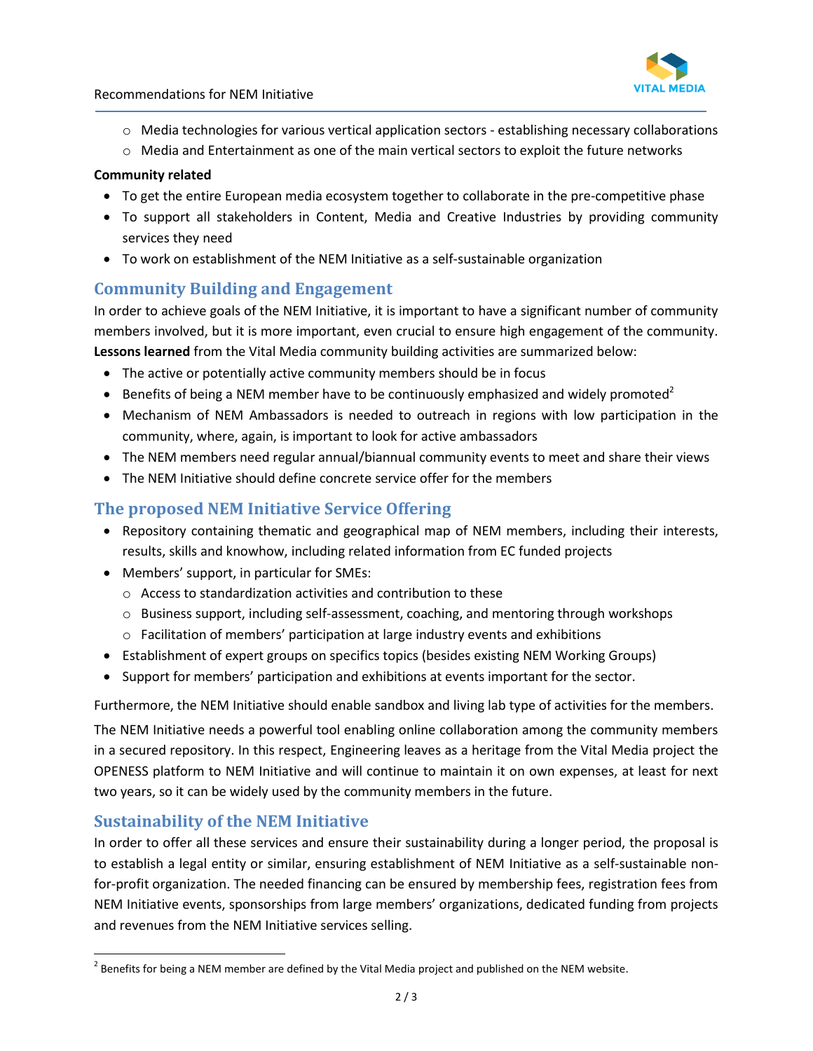- Media technologies for various vertical application sectors - establishing necessary collaborations
    - Media and Entertainment as one of the main vertical sectors to exploit the future networks

**Community related**

- To get the entire European media ecosystem together to collaborate in the pre-competitive phase
- To support all stakeholders in Content, Media and Creative Industries by providing community services they need
- To work on establishment of the NEM Initiative as a self-sustainable organization

## Community Building and Engagement

In order to achieve goals of the NEM Initiative, it is important to have a significant number of community members involved, but it is more important, even crucial to ensure high engagement of the community. **Lessons learned** from the Vital Media community building activities are summarized below:

- The active or potentially active community members should be in focus
- Benefits of being a NEM member have to be continuously emphasized and widely promoted[2]
- Mechanism of NEM Ambassadors is needed to outreach in regions with low participation in the community, where, again, is important to look for active ambassadors
- The NEM members need regular annual/biannual community events to meet and share their views
- The NEM Initiative should define concrete service offer for the members

## The proposed NEM Initiative Service Offering

- Repository containing thematic and geographical map of NEM members, including their interests, results, skills and knowhow, including related information from EC funded projects
- Members' support, in particular for SMEs:
    - Access to standardization activities and contribution to these
    - Business support, including self-assessment, coaching, and mentoring through workshops
    - Facilitation of members' participation at large industry events and exhibitions
- Establishment of expert groups on specifics topics (besides existing NEM Working Groups)
- Support for members' participation and exhibitions at events important for the sector.

Furthermore, the NEM Initiative should enable sandbox and living lab type of activities for the members.

The NEM Initiative needs a powerful tool enabling online collaboration among the community members in a secured repository. In this respect, Engineering leaves as a heritage from the Vital Media project the OPENESS platform to NEM Initiative and will continue to maintain it on own expenses, at least for next two years, so it can be widely used by the community members in the future.

## Sustainability of the NEM Initiative

In order to offer all these services and ensure their sustainability during a longer period, the proposal is to establish a legal entity or similar, ensuring establishment of NEM Initiative as a self-sustainable non-for-profit organization. The needed financing can be ensured by membership fees, registration fees from NEM Initiative events, sponsorships from large members' organizations, dedicated funding from projects and revenues from the NEM Initiative services selling.

[2] Benefits for being a NEM member are defined by the Vital Media project and published on the NEM website.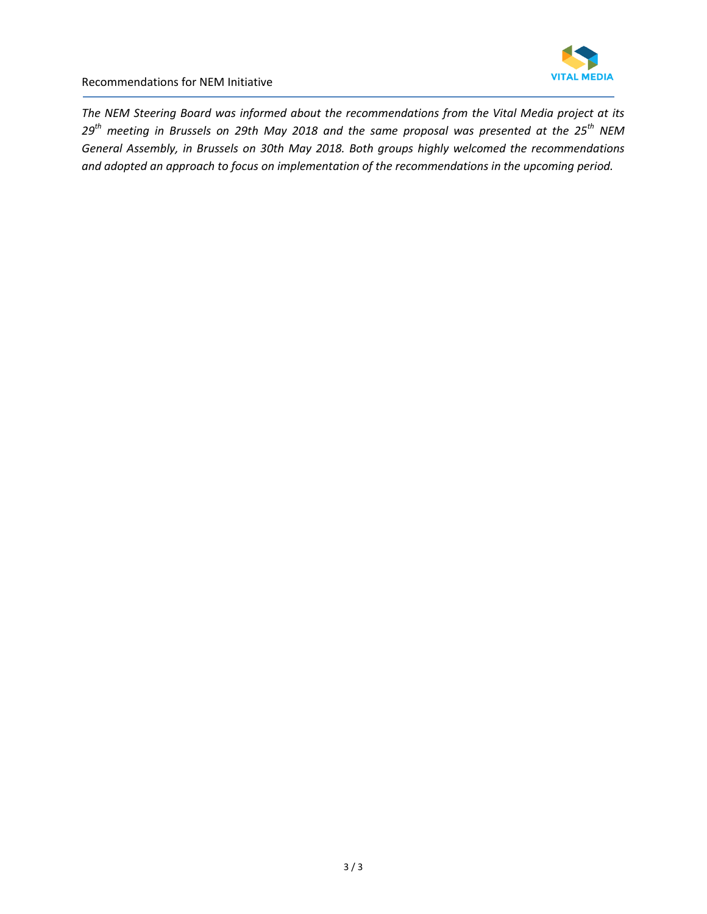*The NEM Steering Board was informed about the recommendations from the Vital Media project at its 29th meeting in Brussels on 29th May 2018 and the same proposal was presented at the 25th NEM General Assembly, in Brussels on 30th May 2018. Both groups highly welcomed the recommendations and adopted an approach to focus on implementation of the recommendations in the upcoming period.*